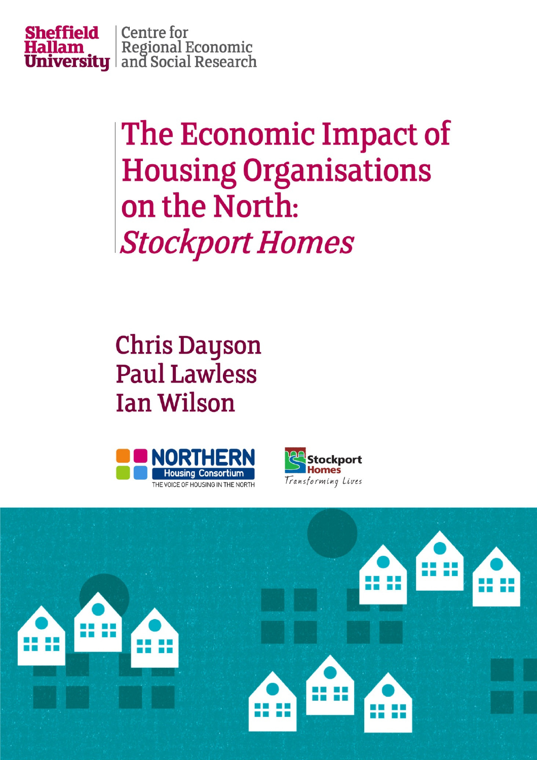Sheffield Hallam University | Centre for Regional Economic and Social Research

# The Economic Impact of Housing Organisations on the North: *Stockport Homes*

Chris Dayson
Paul Lawless
Ian Wilson

NORTHERN Housing Consortium
THE VOICE OF HOUSING IN THE NORTH

Stockport Homes
Transforming Lives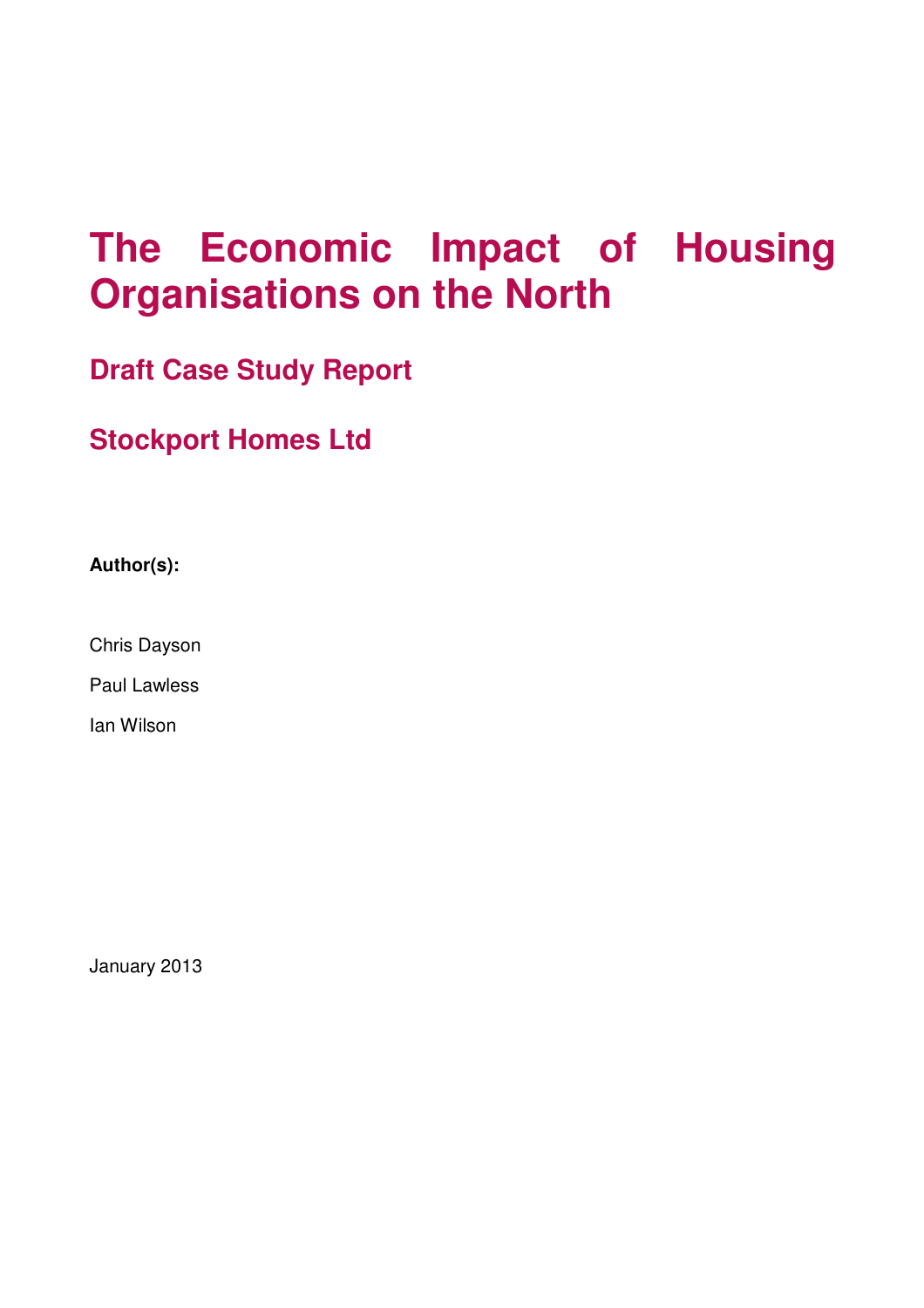# The Economic Impact of Housing Organisations on the North

## Draft Case Study Report

## Stockport Homes Ltd

**Author(s):**

Chris Dayson

Paul Lawless

Ian Wilson

January 2013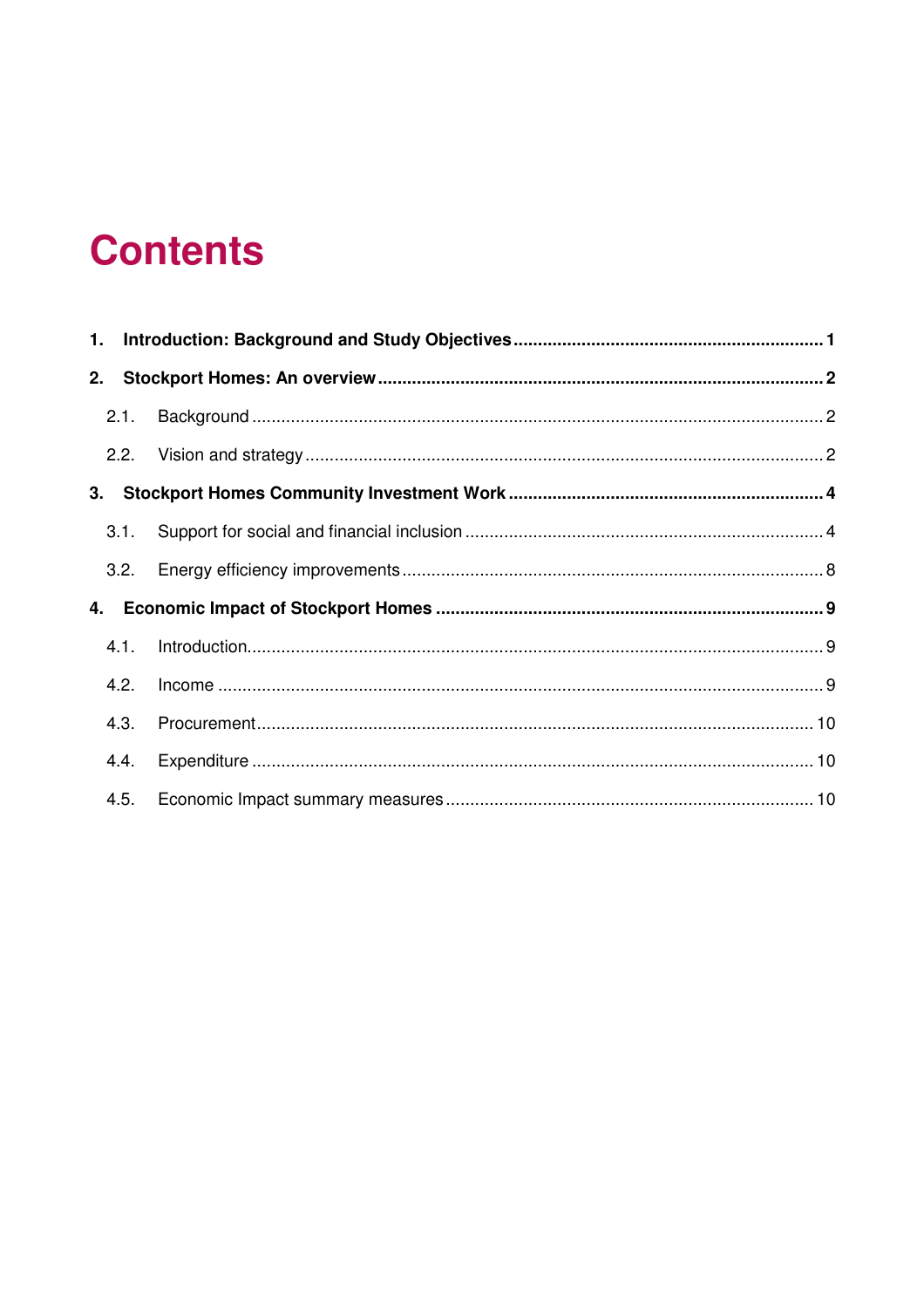# Contents

**1. Introduction: Background and Study Objectives ... 1**

**2. Stockport Homes: An overview ... 2**

- 2.1. Background ... 2
- 2.2. Vision and strategy ... 2

**3. Stockport Homes Community Investment Work ... 4**

- 3.1. Support for social and financial inclusion ... 4
- 3.2. Energy efficiency improvements ... 8

**4. Economic Impact of Stockport Homes ... 9**

- 4.1. Introduction ... 9
- 4.2. Income ... 9
- 4.3. Procurement ... 10
- 4.4. Expenditure ... 10
- 4.5. Economic Impact summary measures ... 10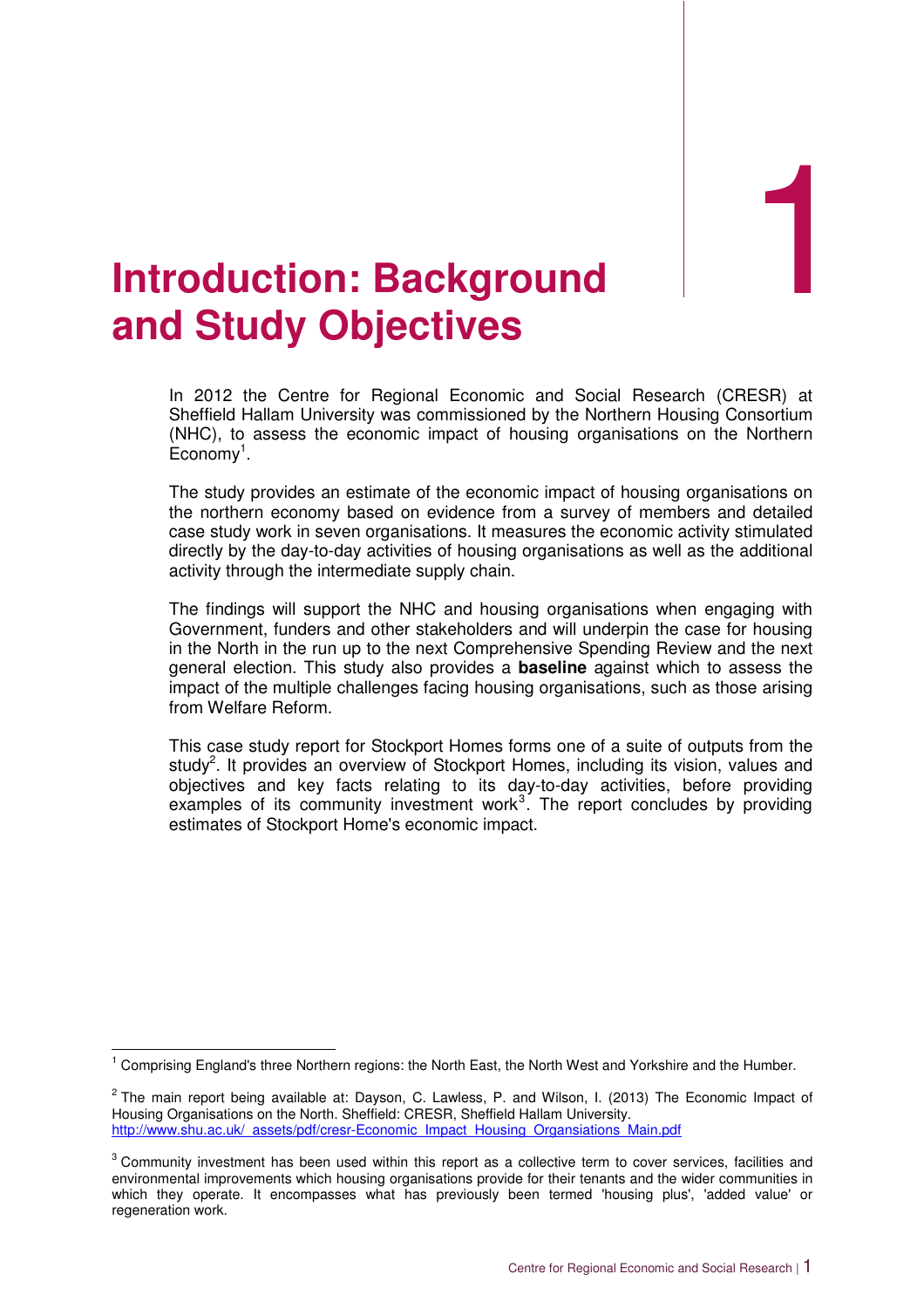# 1 Introduction: Background and Study Objectives

In 2012 the Centre for Regional Economic and Social Research (CRESR) at Sheffield Hallam University was commissioned by the Northern Housing Consortium (NHC), to assess the economic impact of housing organisations on the Northern Economy[1].

The study provides an estimate of the economic impact of housing organisations on the northern economy based on evidence from a survey of members and detailed case study work in seven organisations. It measures the economic activity stimulated directly by the day-to-day activities of housing organisations as well as the additional activity through the intermediate supply chain.

The findings will support the NHC and housing organisations when engaging with Government, funders and other stakeholders and will underpin the case for housing in the North in the run up to the next Comprehensive Spending Review and the next general election. This study also provides a **baseline** against which to assess the impact of the multiple challenges facing housing organisations, such as those arising from Welfare Reform.

This case study report for Stockport Homes forms one of a suite of outputs from the study[2]. It provides an overview of Stockport Homes, including its vision, values and objectives and key facts relating to its day-to-day activities, before providing examples of its community investment work[3]. The report concludes by providing estimates of Stockport Home's economic impact.

---

[1] Comprising England's three Northern regions: the North East, the North West and Yorkshire and the Humber.

[2] The main report being available at: Dayson, C. Lawless, P. and Wilson, I. (2013) The Economic Impact of Housing Organisations on the North. Sheffield: CRESR, Sheffield Hallam University. http://www.shu.ac.uk/_assets/pdf/cresr-Economic_Impact_Housing_Organsiations_Main.pdf

[3] Community investment has been used within this report as a collective term to cover services, facilities and environmental improvements which housing organisations provide for their tenants and the wider communities in which they operate. It encompasses what has previously been termed 'housing plus', 'added value' or regeneration work.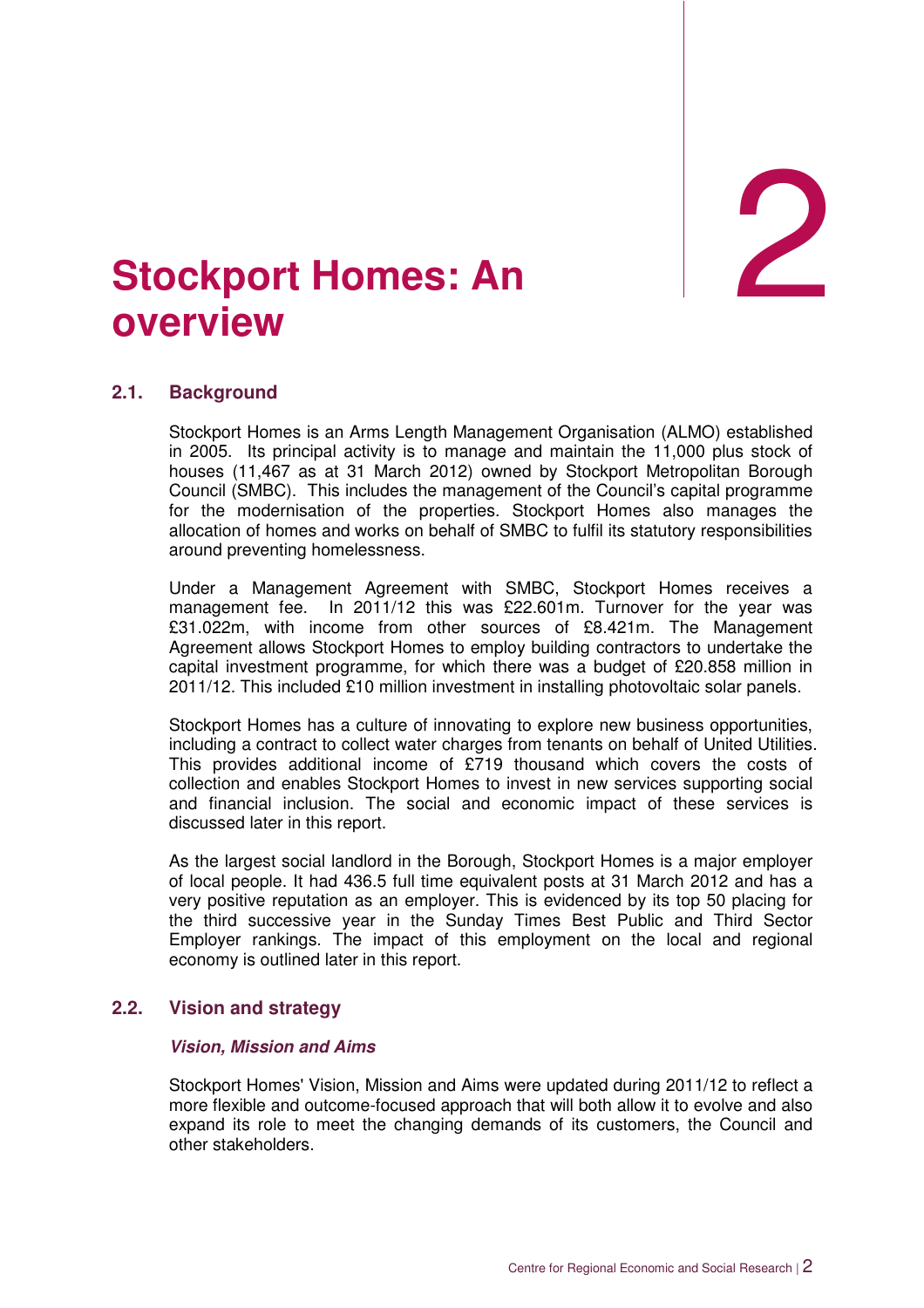# 2 Stockport Homes: An overview

## 2.1. Background

Stockport Homes is an Arms Length Management Organisation (ALMO) established in 2005. Its principal activity is to manage and maintain the 11,000 plus stock of houses (11,467 as at 31 March 2012) owned by Stockport Metropolitan Borough Council (SMBC). This includes the management of the Council's capital programme for the modernisation of the properties. Stockport Homes also manages the allocation of homes and works on behalf of SMBC to fulfil its statutory responsibilities around preventing homelessness.

Under a Management Agreement with SMBC, Stockport Homes receives a management fee. In 2011/12 this was £22.601m. Turnover for the year was £31.022m, with income from other sources of £8.421m. The Management Agreement allows Stockport Homes to employ building contractors to undertake the capital investment programme, for which there was a budget of £20.858 million in 2011/12. This included £10 million investment in installing photovoltaic solar panels.

Stockport Homes has a culture of innovating to explore new business opportunities, including a contract to collect water charges from tenants on behalf of United Utilities. This provides additional income of £719 thousand which covers the costs of collection and enables Stockport Homes to invest in new services supporting social and financial inclusion. The social and economic impact of these services is discussed later in this report.

As the largest social landlord in the Borough, Stockport Homes is a major employer of local people. It had 436.5 full time equivalent posts at 31 March 2012 and has a very positive reputation as an employer. This is evidenced by its top 50 placing for the third successive year in the Sunday Times Best Public and Third Sector Employer rankings. The impact of this employment on the local and regional economy is outlined later in this report.

## 2.2. Vision and strategy

### *Vision, Mission and Aims*

Stockport Homes' Vision, Mission and Aims were updated during 2011/12 to reflect a more flexible and outcome-focused approach that will both allow it to evolve and also expand its role to meet the changing demands of its customers, the Council and other stakeholders.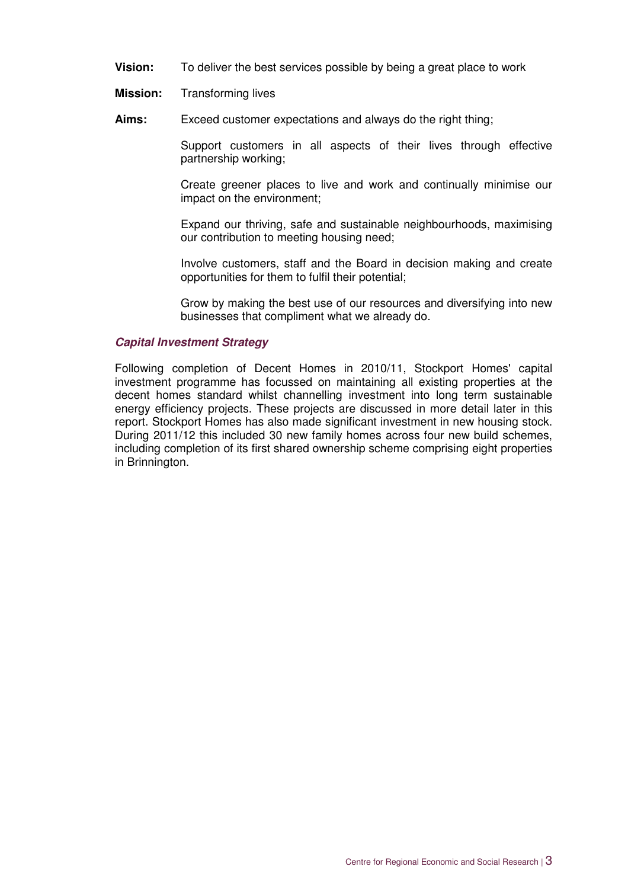**Vision:** To deliver the best services possible by being a great place to work

**Mission:** Transforming lives

**Aims:** Exceed customer expectations and always do the right thing;

Support customers in all aspects of their lives through effective partnership working;

Create greener places to live and work and continually minimise our impact on the environment;

Expand our thriving, safe and sustainable neighbourhoods, maximising our contribution to meeting housing need;

Involve customers, staff and the Board in decision making and create opportunities for them to fulfil their potential;

Grow by making the best use of our resources and diversifying into new businesses that compliment what we already do.

### ***Capital Investment Strategy***

Following completion of Decent Homes in 2010/11, Stockport Homes' capital investment programme has focussed on maintaining all existing properties at the decent homes standard whilst channelling investment into long term sustainable energy efficiency projects. These projects are discussed in more detail later in this report. Stockport Homes has also made significant investment in new housing stock. During 2011/12 this included 30 new family homes across four new build schemes, including completion of its first shared ownership scheme comprising eight properties in Brinnington.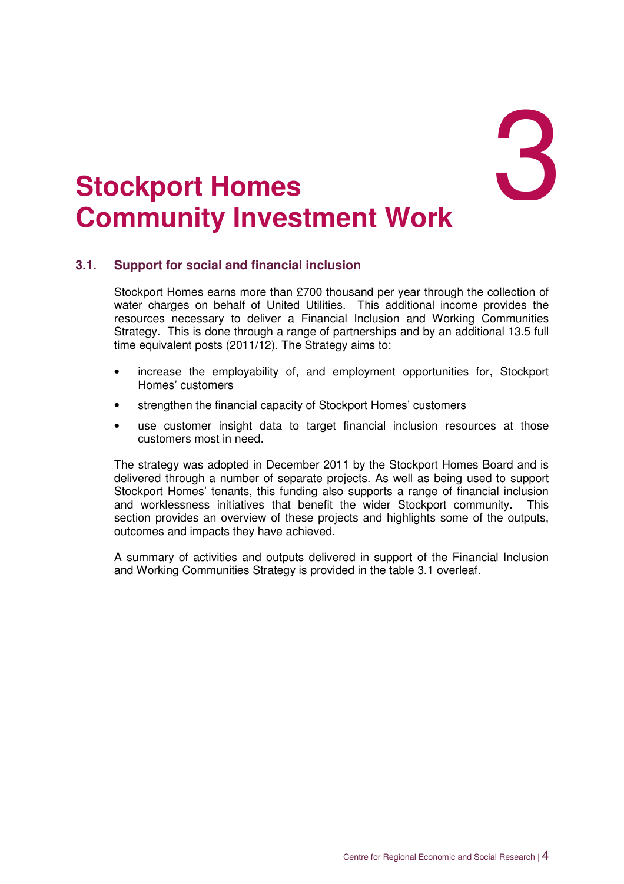# 3 Stockport Homes Community Investment Work

## 3.1. Support for social and financial inclusion

Stockport Homes earns more than £700 thousand per year through the collection of water charges on behalf of United Utilities. This additional income provides the resources necessary to deliver a Financial Inclusion and Working Communities Strategy. This is done through a range of partnerships and by an additional 13.5 full time equivalent posts (2011/12). The Strategy aims to:

- increase the employability of, and employment opportunities for, Stockport Homes' customers
- strengthen the financial capacity of Stockport Homes' customers
- use customer insight data to target financial inclusion resources at those customers most in need.

The strategy was adopted in December 2011 by the Stockport Homes Board and is delivered through a number of separate projects. As well as being used to support Stockport Homes' tenants, this funding also supports a range of financial inclusion and worklessness initiatives that benefit the wider Stockport community. This section provides an overview of these projects and highlights some of the outputs, outcomes and impacts they have achieved.

A summary of activities and outputs delivered in support of the Financial Inclusion and Working Communities Strategy is provided in the table 3.1 overleaf.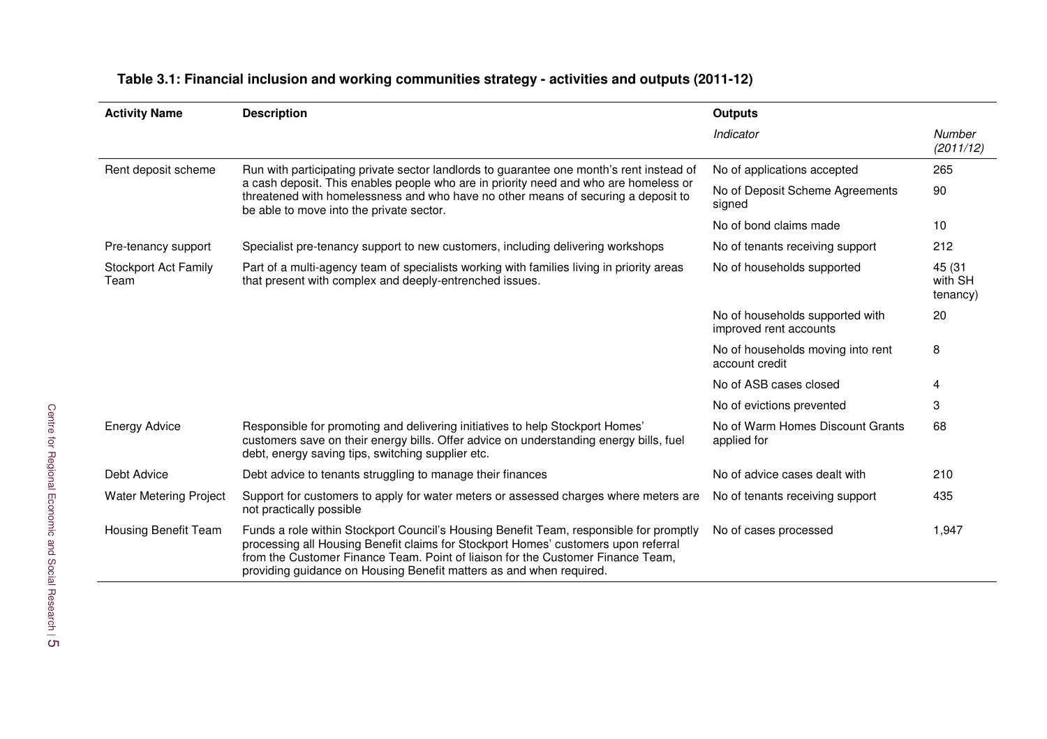**Table 3.1: Financial inclusion and working communities strategy - activities and outputs (2011-12)**

| Activity Name | Description | Outputs | |
|---|---|---|---|
| | | *Indicator* | *Number (2011/12)* |
| Rent deposit scheme | Run with participating private sector landlords to guarantee one month's rent instead of a cash deposit. This enables people who are in priority need and who are homeless or threatened with homelessness and who have no other means of securing a deposit to be able to move into the private sector. | No of applications accepted | 265 |
| | | No of Deposit Scheme Agreements signed | 90 |
| | | No of bond claims made | 10 |
| Pre-tenancy support | Specialist pre-tenancy support to new customers, including delivering workshops | No of tenants receiving support | 212 |
| Stockport Act Family Team | Part of a multi-agency team of specialists working with families living in priority areas that present with complex and deeply-entrenched issues. | No of households supported | 45 (31 with SH tenancy) |
| | | No of households supported with improved rent accounts | 20 |
| | | No of households moving into rent account credit | 8 |
| | | No of ASB cases closed | 4 |
| | | No of evictions prevented | 3 |
| Energy Advice | Responsible for promoting and delivering initiatives to help Stockport Homes' customers save on their energy bills. Offer advice on understanding energy bills, fuel debt, energy saving tips, switching supplier etc. | No of Warm Homes Discount Grants applied for | 68 |
| Debt Advice | Debt advice to tenants struggling to manage their finances | No of advice cases dealt with | 210 |
| Water Metering Project | Support for customers to apply for water meters or assessed charges where meters are not practically possible | No of tenants receiving support | 435 |
| Housing Benefit Team | Funds a role within Stockport Council's Housing Benefit Team, responsible for promptly processing all Housing Benefit claims for Stockport Homes' customers upon referral from the Customer Finance Team. Point of liaison for the Customer Finance Team, providing guidance on Housing Benefit matters as and when required. | No of cases processed | 1,947 |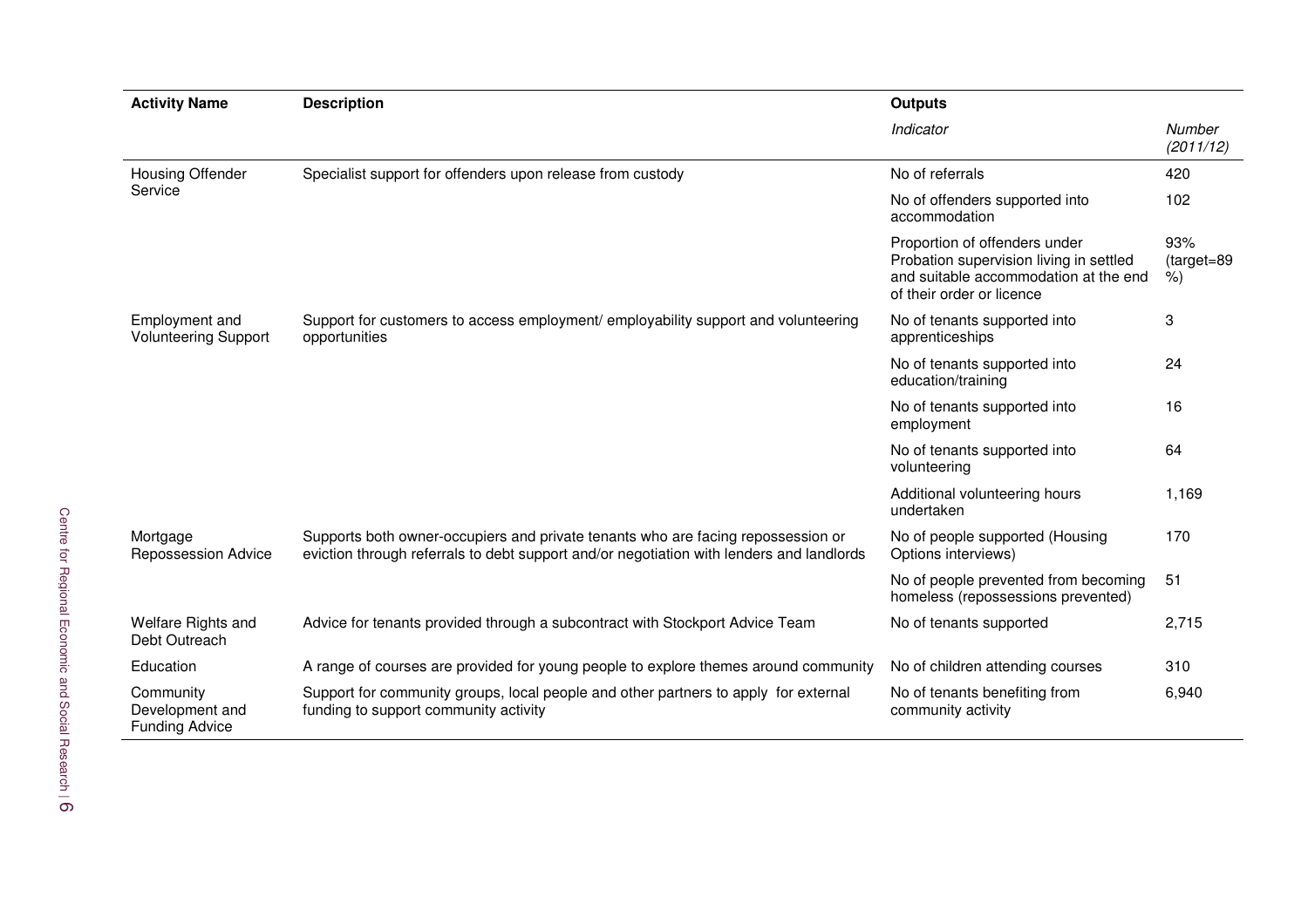| Activity Name | Description | Outputs | |
|---|---|---|---|
| | | *Indicator* | *Number (2011/12)* |
| Housing Offender Service | Specialist support for offenders upon release from custody | No of referrals | 420 |
| | | No of offenders supported into accommodation | 102 |
| | | Proportion of offenders under Probation supervision living in settled and suitable accommodation at the end of their order or licence | 93% (target=89 %) |
| Employment and Volunteering Support | Support for customers to access employment/ employability support and volunteering opportunities | No of tenants supported into apprenticeships | 3 |
| | | No of tenants supported into education/training | 24 |
| | | No of tenants supported into employment | 16 |
| | | No of tenants supported into volunteering | 64 |
| | | Additional volunteering hours undertaken | 1,169 |
| Mortgage Repossession Advice | Supports both owner-occupiers and private tenants who are facing repossession or eviction through referrals to debt support and/or negotiation with lenders and landlords | No of people supported (Housing Options interviews) | 170 |
| | | No of people prevented from becoming homeless (repossessions prevented) | 51 |
| Welfare Rights and Debt Outreach | Advice for tenants provided through a subcontract with Stockport Advice Team | No of tenants supported | 2,715 |
| Education | A range of courses are provided for young people to explore themes around community | No of children attending courses | 310 |
| Community Development and Funding Advice | Support for community groups, local people and other partners to apply for external funding to support community activity | No of tenants benefiting from community activity | 6,940 |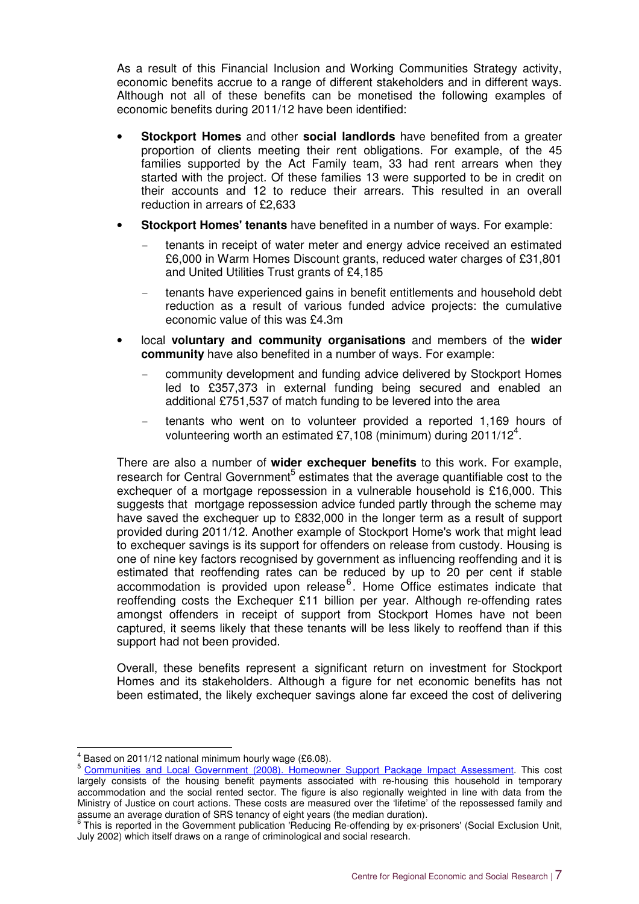As a result of this Financial Inclusion and Working Communities Strategy activity, economic benefits accrue to a range of different stakeholders and in different ways. Although not all of these benefits can be monetised the following examples of economic benefits during 2011/12 have been identified:

- **Stockport Homes** and other **social landlords** have benefited from a greater proportion of clients meeting their rent obligations. For example, of the 45 families supported by the Act Family team, 33 had rent arrears when they started with the project. Of these families 13 were supported to be in credit on their accounts and 12 to reduce their arrears. This resulted in an overall reduction in arrears of £2,633
- **Stockport Homes' tenants** have benefited in a number of ways. For example:
  - tenants in receipt of water meter and energy advice received an estimated £6,000 in Warm Homes Discount grants, reduced water charges of £31,801 and United Utilities Trust grants of £4,185
  - tenants have experienced gains in benefit entitlements and household debt reduction as a result of various funded advice projects: the cumulative economic value of this was £4.3m
- local **voluntary and community organisations** and members of the **wider community** have also benefited in a number of ways. For example:
  - community development and funding advice delivered by Stockport Homes led to £357,373 in external funding being secured and enabled an additional £751,537 of match funding to be levered into the area
  - tenants who went on to volunteer provided a reported 1,169 hours of volunteering worth an estimated £7,108 (minimum) during 2011/12[4].

There are also a number of **wider exchequer benefits** to this work. For example, research for Central Government[5] estimates that the average quantifiable cost to the exchequer of a mortgage repossession in a vulnerable household is £16,000. This suggests that mortgage repossession advice funded partly through the scheme may have saved the exchequer up to £832,000 in the longer term as a result of support provided during 2011/12. Another example of Stockport Home's work that might lead to exchequer savings is its support for offenders on release from custody. Housing is one of nine key factors recognised by government as influencing reoffending and it is estimated that reoffending rates can be reduced by up to 20 per cent if stable accommodation is provided upon release[6]. Home Office estimates indicate that reoffending costs the Exchequer £11 billion per year. Although re-offending rates amongst offenders in receipt of support from Stockport Homes have not been captured, it seems likely that these tenants will be less likely to reoffend than if this support had not been provided.

Overall, these benefits represent a significant return on investment for Stockport Homes and its stakeholders. Although a figure for net economic benefits has not been estimated, the likely exchequer savings alone far exceed the cost of delivering

---

[4] Based on 2011/12 national minimum hourly wage (£6.08).

[5] Communities and Local Government (2008). Homeowner Support Package Impact Assessment. This cost largely consists of the housing benefit payments associated with re-housing this household in temporary accommodation and the social rented sector. The figure is also regionally weighted in line with data from the Ministry of Justice on court actions. These costs are measured over the 'lifetime' of the repossessed family and assume an average duration of SRS tenancy of eight years (the median duration).

[6] This is reported in the Government publication 'Reducing Re-offending by ex-prisoners' (Social Exclusion Unit, July 2002) which itself draws on a range of criminological and social research.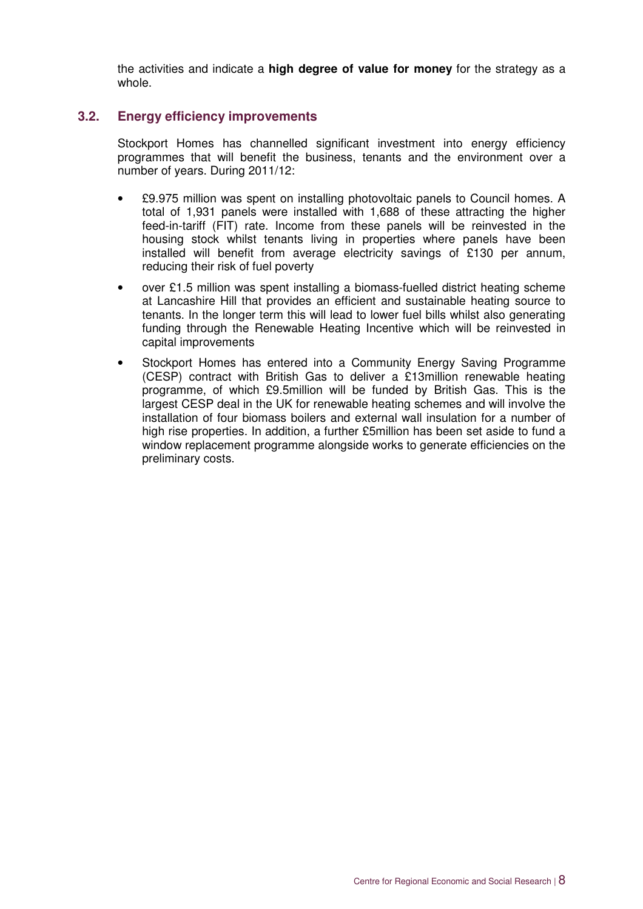the activities and indicate a **high degree of value for money** for the strategy as a whole.

## 3.2. Energy efficiency improvements

Stockport Homes has channelled significant investment into energy efficiency programmes that will benefit the business, tenants and the environment over a number of years. During 2011/12:

- £9.975 million was spent on installing photovoltaic panels to Council homes. A total of 1,931 panels were installed with 1,688 of these attracting the higher feed-in-tariff (FIT) rate. Income from these panels will be reinvested in the housing stock whilst tenants living in properties where panels have been installed will benefit from average electricity savings of £130 per annum, reducing their risk of fuel poverty
- over £1.5 million was spent installing a biomass-fuelled district heating scheme at Lancashire Hill that provides an efficient and sustainable heating source to tenants. In the longer term this will lead to lower fuel bills whilst also generating funding through the Renewable Heating Incentive which will be reinvested in capital improvements
- Stockport Homes has entered into a Community Energy Saving Programme (CESP) contract with British Gas to deliver a £13million renewable heating programme, of which £9.5million will be funded by British Gas. This is the largest CESP deal in the UK for renewable heating schemes and will involve the installation of four biomass boilers and external wall insulation for a number of high rise properties. In addition, a further £5million has been set aside to fund a window replacement programme alongside works to generate efficiencies on the preliminary costs.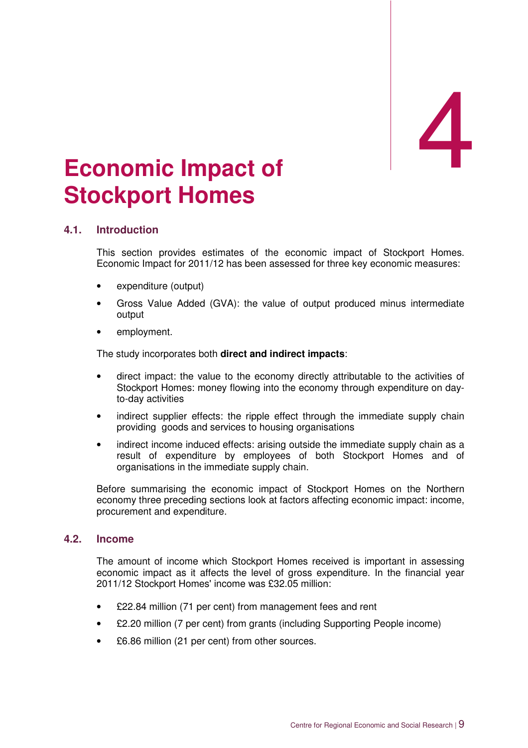# 4 Economic Impact of Stockport Homes

## 4.1. Introduction

This section provides estimates of the economic impact of Stockport Homes. Economic Impact for 2011/12 has been assessed for three key economic measures:

- expenditure (output)
- Gross Value Added (GVA): the value of output produced minus intermediate output
- employment.

The study incorporates both **direct and indirect impacts**:

- direct impact: the value to the economy directly attributable to the activities of Stockport Homes: money flowing into the economy through expenditure on day-to-day activities
- indirect supplier effects: the ripple effect through the immediate supply chain providing goods and services to housing organisations
- indirect income induced effects: arising outside the immediate supply chain as a result of expenditure by employees of both Stockport Homes and of organisations in the immediate supply chain.

Before summarising the economic impact of Stockport Homes on the Northern economy three preceding sections look at factors affecting economic impact: income, procurement and expenditure.

## 4.2. Income

The amount of income which Stockport Homes received is important in assessing economic impact as it affects the level of gross expenditure. In the financial year 2011/12 Stockport Homes' income was £32.05 million:

- £22.84 million (71 per cent) from management fees and rent
- £2.20 million (7 per cent) from grants (including Supporting People income)
- £6.86 million (21 per cent) from other sources.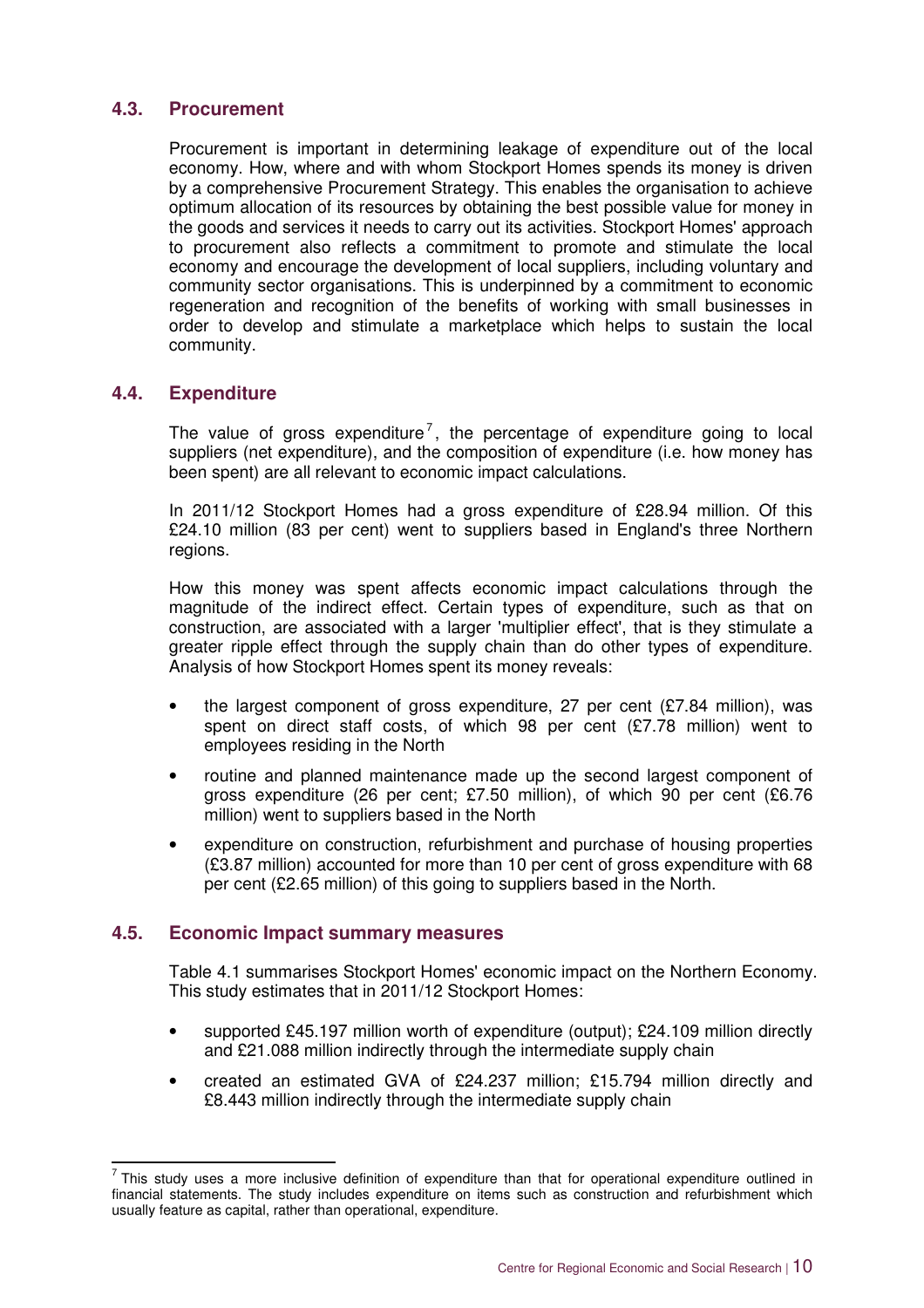## 4.3. Procurement

Procurement is important in determining leakage of expenditure out of the local economy. How, where and with whom Stockport Homes spends its money is driven by a comprehensive Procurement Strategy. This enables the organisation to achieve optimum allocation of its resources by obtaining the best possible value for money in the goods and services it needs to carry out its activities. Stockport Homes' approach to procurement also reflects a commitment to promote and stimulate the local economy and encourage the development of local suppliers, including voluntary and community sector organisations. This is underpinned by a commitment to economic regeneration and recognition of the benefits of working with small businesses in order to develop and stimulate a marketplace which helps to sustain the local community.

## 4.4. Expenditure

The value of gross expenditure[7], the percentage of expenditure going to local suppliers (net expenditure), and the composition of expenditure (i.e. how money has been spent) are all relevant to economic impact calculations.

In 2011/12 Stockport Homes had a gross expenditure of £28.94 million. Of this £24.10 million (83 per cent) went to suppliers based in England's three Northern regions.

How this money was spent affects economic impact calculations through the magnitude of the indirect effect. Certain types of expenditure, such as that on construction, are associated with a larger 'multiplier effect', that is they stimulate a greater ripple effect through the supply chain than do other types of expenditure. Analysis of how Stockport Homes spent its money reveals:

- the largest component of gross expenditure, 27 per cent (£7.84 million), was spent on direct staff costs, of which 98 per cent (£7.78 million) went to employees residing in the North
- routine and planned maintenance made up the second largest component of gross expenditure (26 per cent; £7.50 million), of which 90 per cent (£6.76 million) went to suppliers based in the North
- expenditure on construction, refurbishment and purchase of housing properties (£3.87 million) accounted for more than 10 per cent of gross expenditure with 68 per cent (£2.65 million) of this going to suppliers based in the North.

## 4.5. Economic Impact summary measures

Table 4.1 summarises Stockport Homes' economic impact on the Northern Economy. This study estimates that in 2011/12 Stockport Homes:

- supported £45.197 million worth of expenditure (output); £24.109 million directly and £21.088 million indirectly through the intermediate supply chain
- created an estimated GVA of £24.237 million; £15.794 million directly and £8.443 million indirectly through the intermediate supply chain

[7] This study uses a more inclusive definition of expenditure than that for operational expenditure outlined in financial statements. The study includes expenditure on items such as construction and refurbishment which usually feature as capital, rather than operational, expenditure.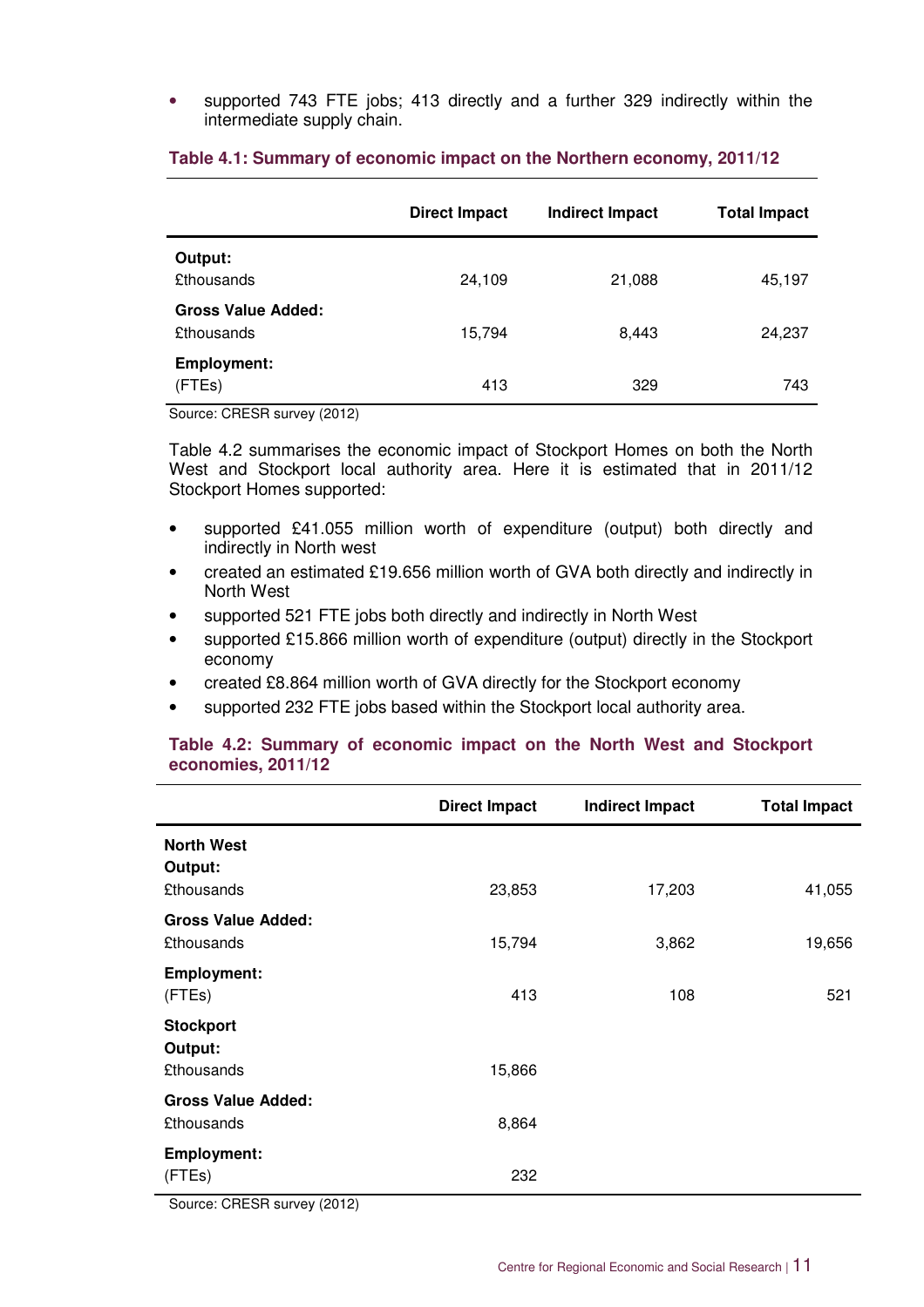- supported 743 FTE jobs; 413 directly and a further 329 indirectly within the intermediate supply chain.

**Table 4.1: Summary of economic impact on the Northern economy, 2011/12**

| | Direct Impact | Indirect Impact | Total Impact |
|---|---|---|---|
| **Output:** £thousands | 24,109 | 21,088 | 45,197 |
| **Gross Value Added:** £thousands | 15,794 | 8,443 | 24,237 |
| **Employment:** (FTEs) | 413 | 329 | 743 |

Source: CRESR survey (2012)

Table 4.2 summarises the economic impact of Stockport Homes on both the North West and Stockport local authority area. Here it is estimated that in 2011/12 Stockport Homes supported:

- supported £41.055 million worth of expenditure (output) both directly and indirectly in North west
- created an estimated £19.656 million worth of GVA both directly and indirectly in North West
- supported 521 FTE jobs both directly and indirectly in North West
- supported £15.866 million worth of expenditure (output) directly in the Stockport economy
- created £8.864 million worth of GVA directly for the Stockport economy
- supported 232 FTE jobs based within the Stockport local authority area.

**Table 4.2: Summary of economic impact on the North West and Stockport economies, 2011/12**

| | Direct Impact | Indirect Impact | Total Impact |
|---|---|---|---|
| **North West** | | | |
| **Output:** £thousands | 23,853 | 17,203 | 41,055 |
| **Gross Value Added:** £thousands | 15,794 | 3,862 | 19,656 |
| **Employment:** (FTEs) | 413 | 108 | 521 |
| **Stockport** | | | |
| **Output:** £thousands | 15,866 | | |
| **Gross Value Added:** £thousands | 8,864 | | |
| **Employment:** (FTEs) | 232 | | |

Source: CRESR survey (2012)